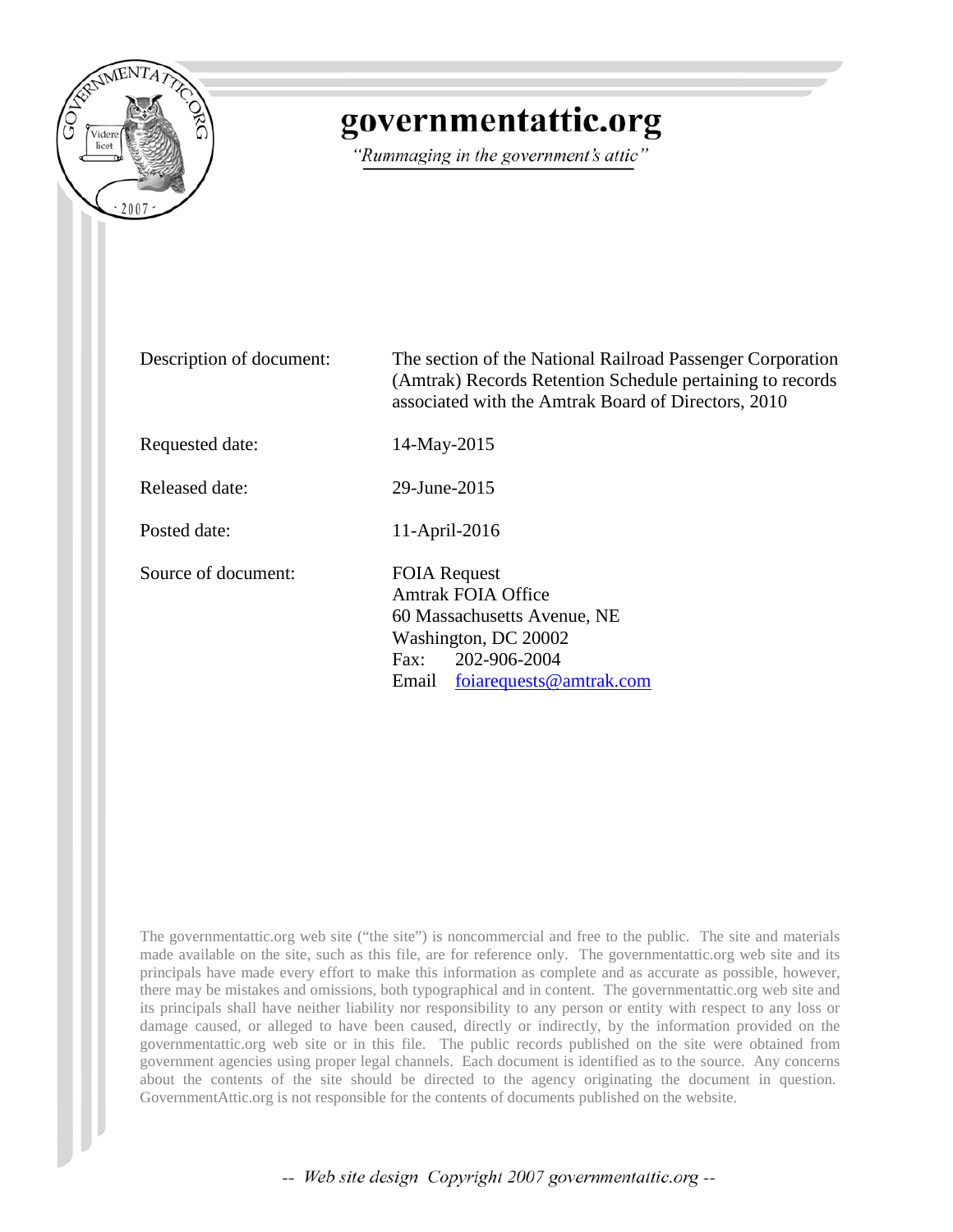# governmentattic.org

*"Rummaging in the government's attic"*

| | |
|---|---|
| Description of document: | The section of the National Railroad Passenger Corporation (Amtrak) Records Retention Schedule pertaining to records associated with the Amtrak Board of Directors, 2010 |
| Requested date: | 14-May-2015 |
| Released date: | 29-June-2015 |
| Posted date: | 11-April-2016 |
| Source of document: | FOIA Request<br>Amtrak FOIA Office<br>60 Massachusetts Avenue, NE<br>Washington, DC 20002<br>Fax: 202-906-2004<br>Email foiarequests@amtrak.com |

The governmentattic.org web site ("the site") is noncommercial and free to the public. The site and materials made available on the site, such as this file, are for reference only. The governmentattic.org web site and its principals have made every effort to make this information as complete and as accurate as possible, however, there may be mistakes and omissions, both typographical and in content. The governmentattic.org web site and its principals shall have neither liability nor responsibility to any person or entity with respect to any loss or damage caused, or alleged to have been caused, directly or indirectly, by the information provided on the governmentattic.org web site or in this file. The public records published on the site were obtained from government agencies using proper legal channels. Each document is identified as to the source. Any concerns about the contents of the site should be directed to the agency originating the document in question. GovernmentAttic.org is not responsible for the contents of documents published on the website.

-- Web site design Copyright 2007 governmentattic.org --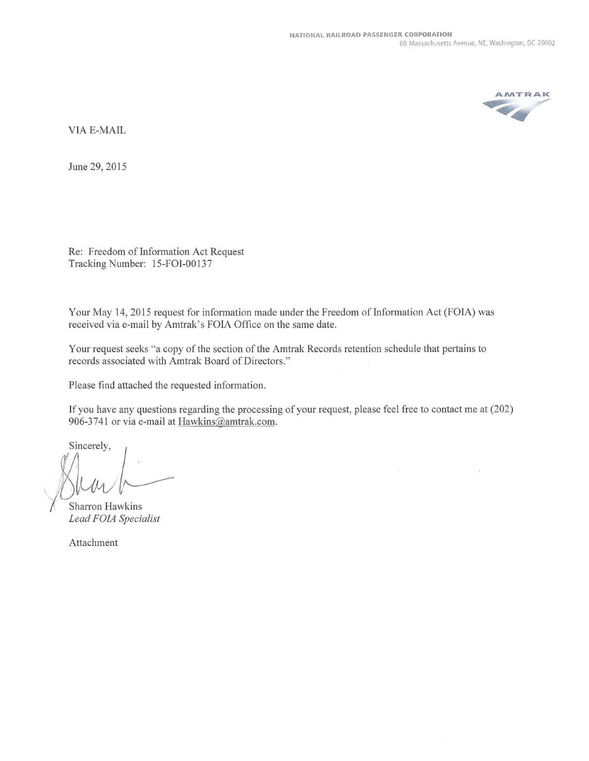NATIONAL RAILROAD PASSENGER CORPORATION
60 Massachusetts Avenue, NE, Washington, DC 20002

AMTRAK

VIA E-MAIL

June 29, 2015

Re: Freedom of Information Act Request
Tracking Number: 15-FOI-00137

Your May 14, 2015 request for information made under the Freedom of Information Act (FOIA) was received via e-mail by Amtrak's FOIA Office on the same date.

Your request seeks "a copy of the section of the Amtrak Records retention schedule that pertains to records associated with Amtrak Board of Directors."

Please find attached the requested information.

If you have any questions regarding the processing of your request, please feel free to contact me at (202) 906-3741 or via e-mail at Hawkins@amtrak.com.

Sincerely,

Sharron Hawkins
*Lead FOIA Specialist*

Attachment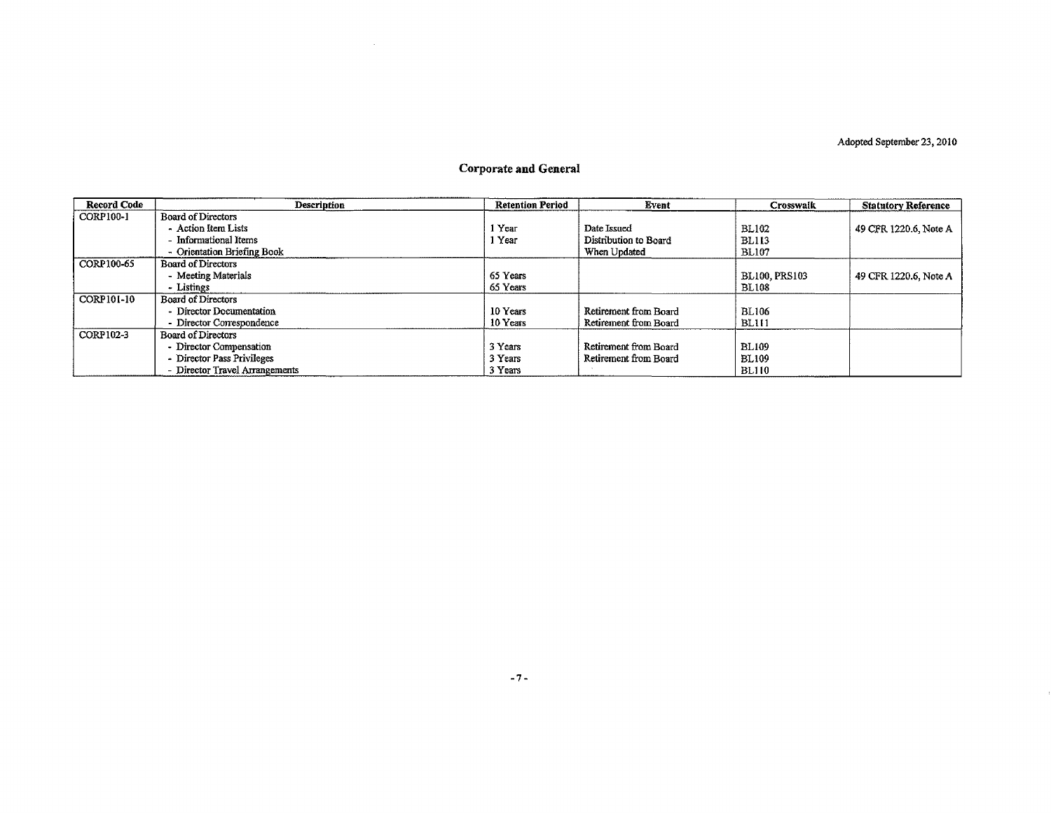Adopted September 23, 2010

## Corporate and General

| Record Code | Description | Retention Period | Event | Crosswalk | Statutory Reference |
|---|---|---|---|---|---|
| CORP100-1 | Board of Directors | | | | |
| | - Action Item Lists | 1 Year | Date Issued | BL102 | 49 CFR 1220.6, Note A |
| | - Informational Items | 1 Year | Distribution to Board | BL113 | |
| | - Orientation Briefing Book | | When Updated | BL107 | |
| CORP100-65 | Board of Directors | | | | |
| | - Meeting Materials | 65 Years | | BL100, PRS103 | 49 CFR 1220.6, Note A |
| | - Listings | 65 Years | | BL108 | |
| CORP101-10 | Board of Directors | | | | |
| | - Director Documentation | 10 Years | Retirement from Board | BL106 | |
| | - Director Correspondence | 10 Years | Retirement from Board | BL111 | |
| CORP102-3 | Board of Directors | | | | |
| | - Director Compensation | 3 Years | Retirement from Board | BL109 | |
| | - Director Pass Privileges | 3 Years | Retirement from Board | BL109 | |
| | - Director Travel Arrangements | 3 Years | | BL110 | |